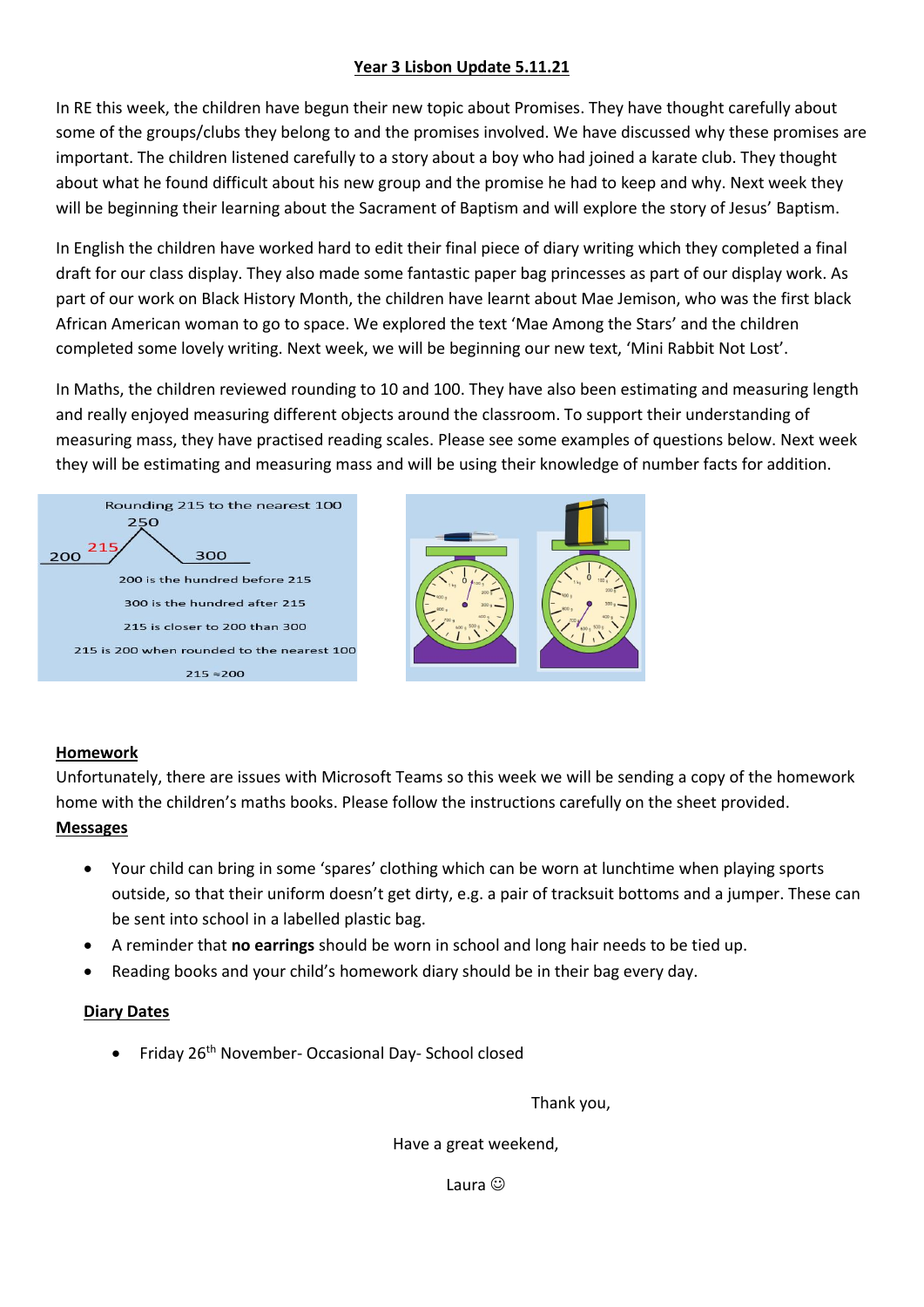# Year 3 Lisbon Update 5.11.21

In RE this week, the children have begun their new topic about Promises. They have thought carefully about some of the groups/clubs they belong to and the promises involved. We have discussed why these promises are important. The children listened carefully to a story about a boy who had joined a karate club. They thought about what he found difficult about his new group and the promise he had to keep and why. Next week they will be beginning their learning about the Sacrament of Baptism and will explore the story of Jesus' Baptism.

In English the children have worked hard to edit their final piece of diary writing which they completed a final draft for our class display. They also made some fantastic paper bag princesses as part of our display work. As part of our work on Black History Month, the children have learnt about Mae Jemison, who was the first black African American woman to go to space. We explored the text 'Mae Among the Stars' and the children completed some lovely writing. Next week, we will be beginning our new text, 'Mini Rabbit Not Lost'.

In Maths, the children reviewed rounding to 10 and 100. They have also been estimating and measuring length and really enjoyed measuring different objects around the classroom. To support their understanding of measuring mass, they have practised reading scales. Please see some examples of questions below. Next week they will be estimating and measuring mass and will be using their knowledge of number facts for addition.

Rounding 215 to the nearest 100

250

200 215 300

200 is the hundred before 215

300 is the hundred after 215

215 is closer to 200 than 300

215 is 200 when rounded to the nearest 100

$215 \approx 200$

**Homework**

Unfortunately, there are issues with Microsoft Teams so this week we will be sending a copy of the homework home with the children's maths books. Please follow the instructions carefully on the sheet provided.

**Messages**

- Your child can bring in some 'spares' clothing which can be worn at lunchtime when playing sports outside, so that their uniform doesn't get dirty, e.g. a pair of tracksuit bottoms and a jumper. These can be sent into school in a labelled plastic bag.
- A reminder that **no earrings** should be worn in school and long hair needs to be tied up.
- Reading books and your child's homework diary should be in their bag every day.

**Diary Dates**

- Friday 26th November- Occasional Day- School closed

Thank you,

Have a great weekend,

Laura ☺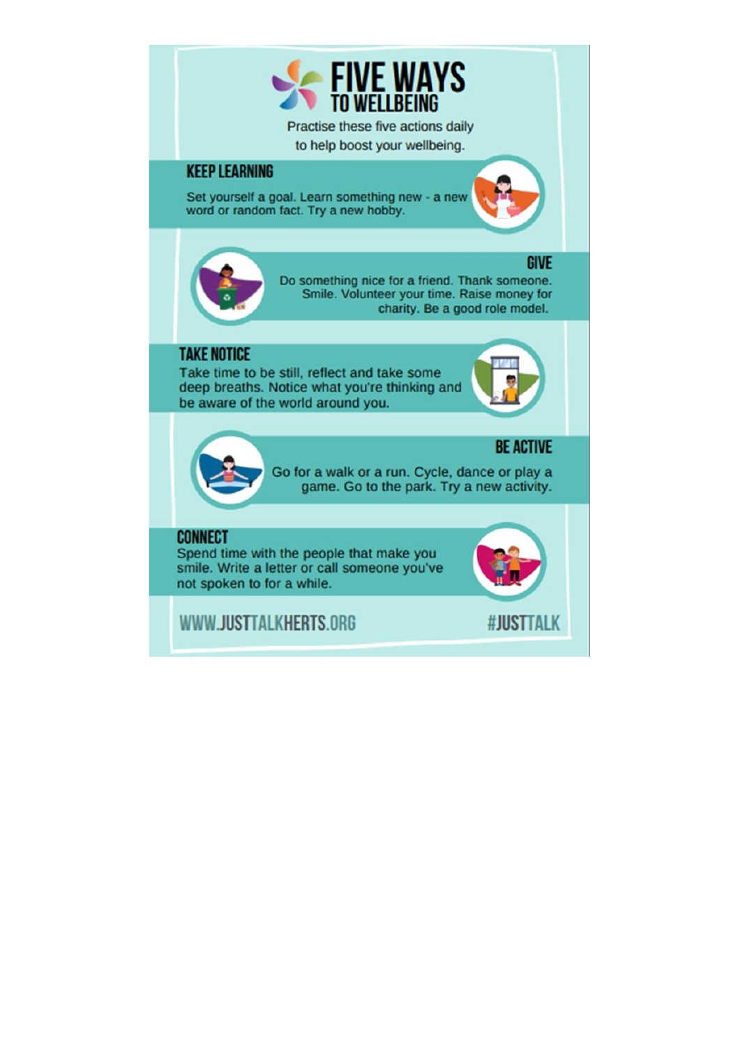# FIVE WAYS TO WELLBEING

Practise these five actions daily to help boost your wellbeing.

## KEEP LEARNING

Set yourself a goal. Learn something new - a new word or random fact. Try a new hobby.

## GIVE

Do something nice for a friend. Thank someone. Smile. Volunteer your time. Raise money for charity. Be a good role model.

## TAKE NOTICE

Take time to be still, reflect and take some deep breaths. Notice what you're thinking and be aware of the world around you.

## BE ACTIVE

Go for a walk or a run. Cycle, dance or play a game. Go to the park. Try a new activity.

## CONNECT

Spend time with the people that make you smile. Write a letter or call someone you've not spoken to for a while.

WWW.JUSTTALKHERTS.ORG

#JUSTTALK